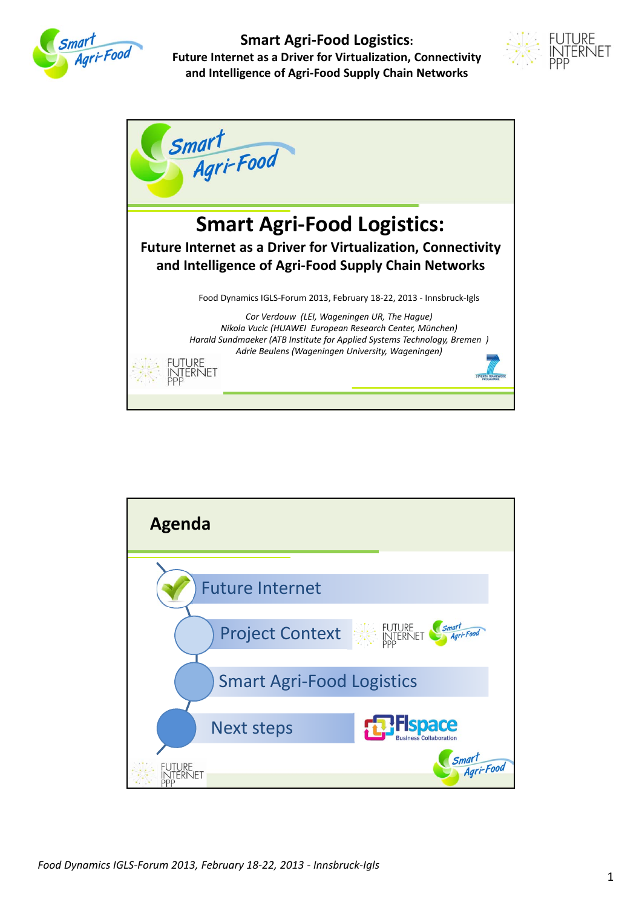# Smart Agri-Food Logistics:

## Future Internet as a Driver for Virtualization, Connectivity and Intelligence of Agri-Food Supply Chain Networks

Food Dynamics IGLS-Forum 2013, February 18-22, 2013 - Innsbruck-Igls

*Cor Verdouw (LEI, Wageningen UR, The Hague)*
*Nikola Vucic (HUAWEI European Research Center, München)*
*Harald Sundmaeker (ATB Institute for Applied Systems Technology, Bremen )*
*Adrie Beulens (Wageningen University, Wageningen)*

## Agenda

- Future Internet
- Project Context
- Smart Agri-Food Logistics
- Next steps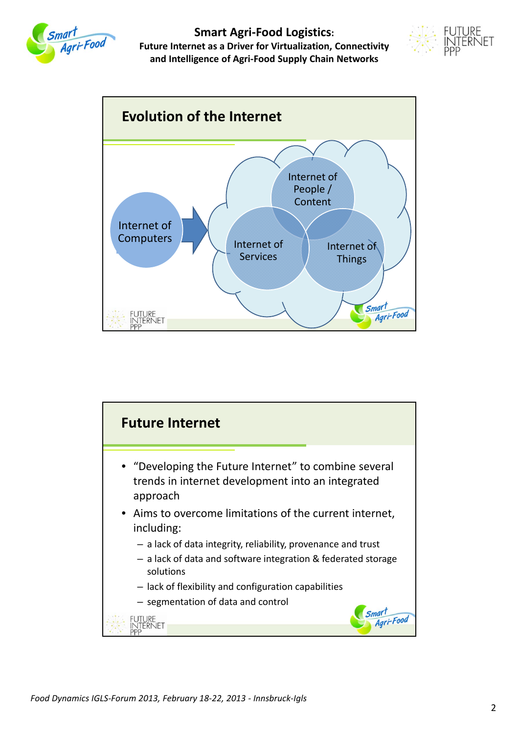## Evolution of the Internet

Internet of Computers → Internet of People / Content, Internet of Services, Internet of Things

## Future Internet

- "Developing the Future Internet" to combine several trends in internet development into an integrated approach
- Aims to overcome limitations of the current internet, including:
  - a lack of data integrity, reliability, provenance and trust
  - a lack of data and software integration & federated storage solutions
  - lack of flexibility and configuration capabilities
  - segmentation of data and control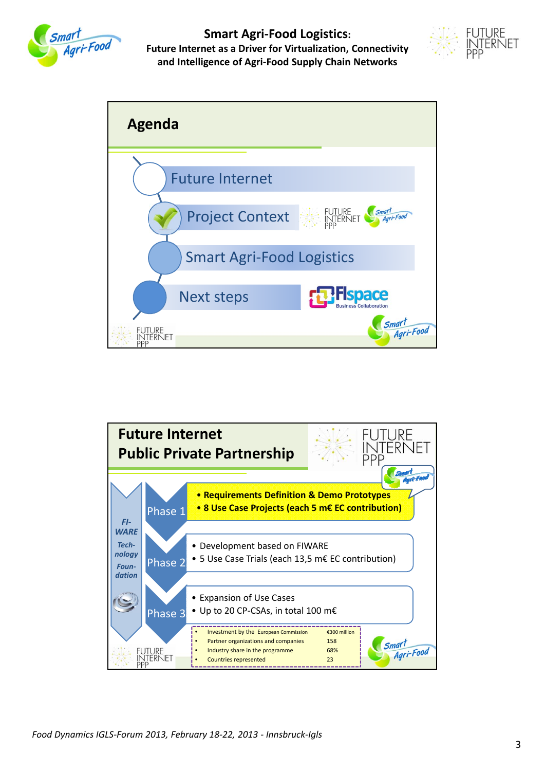## Agenda

- Future Internet
- Project Context
- Smart Agri-Food Logistics
- Next steps

## Future Internet Public Private Partnership

FI-WARE Tech-nology Foun-dation

**Phase 1**
- **Requirements Definition & Demo Prototypes**
- **8 Use Case Projects (each 5 m€ EC contribution)**

**Phase 2**
- Development based on FIWARE
- 5 Use Case Trials (each 13,5 m€ EC contribution)

**Phase 3**
- Expansion of Use Cases
- Up to 20 CP-CSAs, in total 100 m€

| | |
|---|---|
| Investment by the European Commission | €300 million |
| Partner organizations and companies | 158 |
| Industry share in the programme | 68% |
| Countries represented | 23 |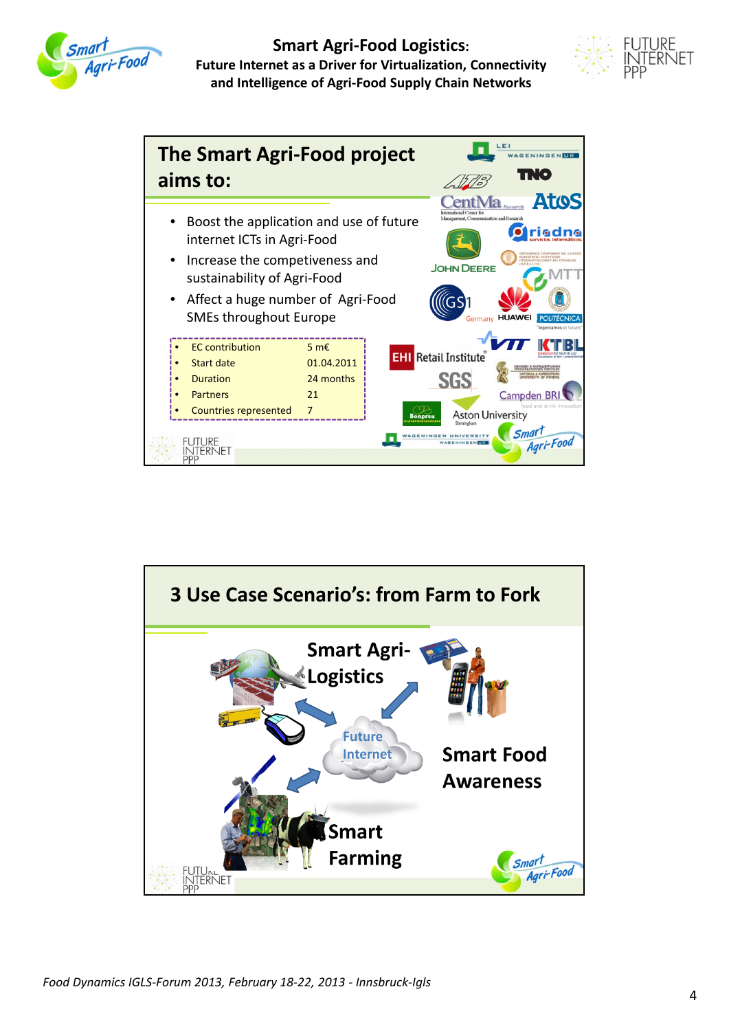# Smart Agri-Food Logistics:

**Future Internet as a Driver for Virtualization, Connectivity and Intelligence of Agri-Food Supply Chain Networks**

## The Smart Agri-Food project aims to:

- Boost the application and use of future internet ICTs in Agri-Food
- Increase the competiveness and sustainability of Agri-Food
- Affect a huge number of Agri-Food SMEs throughout Europe

| | |
|---|---|
| EC contribution | 5 m€ |
| Start date | 01.04.2011 |
| Duration | 24 months |
| Partners | 21 |
| Countries represented | 7 |

## 3 Use Case Scenario's: from Farm to Fork

- Smart Agri-Logistics
- Future Internet
- Smart Food Awareness
- Smart Farming

*Food Dynamics IGLS-Forum 2013, February 18-22, 2013 - Innsbruck-Igls*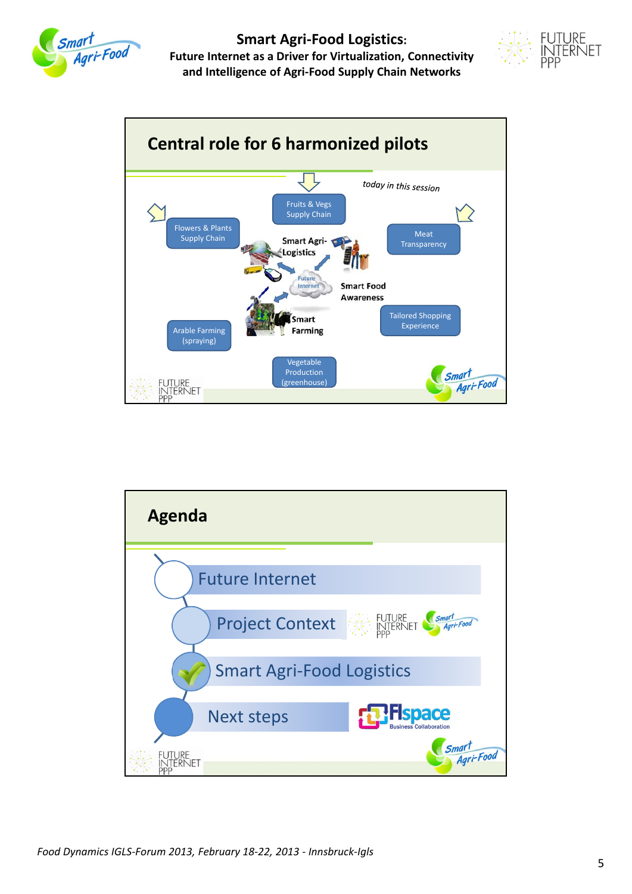## Central role for 6 harmonized pilots

*today in this session*

- Fruits & Vegs Supply Chain
- Flowers & Plants Supply Chain
- Meat Transparency
- Arable Farming (spraying)
- Tailored Shopping Experience
- Vegetable Production (greenhouse)

Smart Agri-Logistics

Future Internet

Smart Food Awareness

Smart Farming

## Agenda

- Future Internet
- Project Context
- Smart Agri-Food Logistics
- Next steps

FIspace Business Collaboration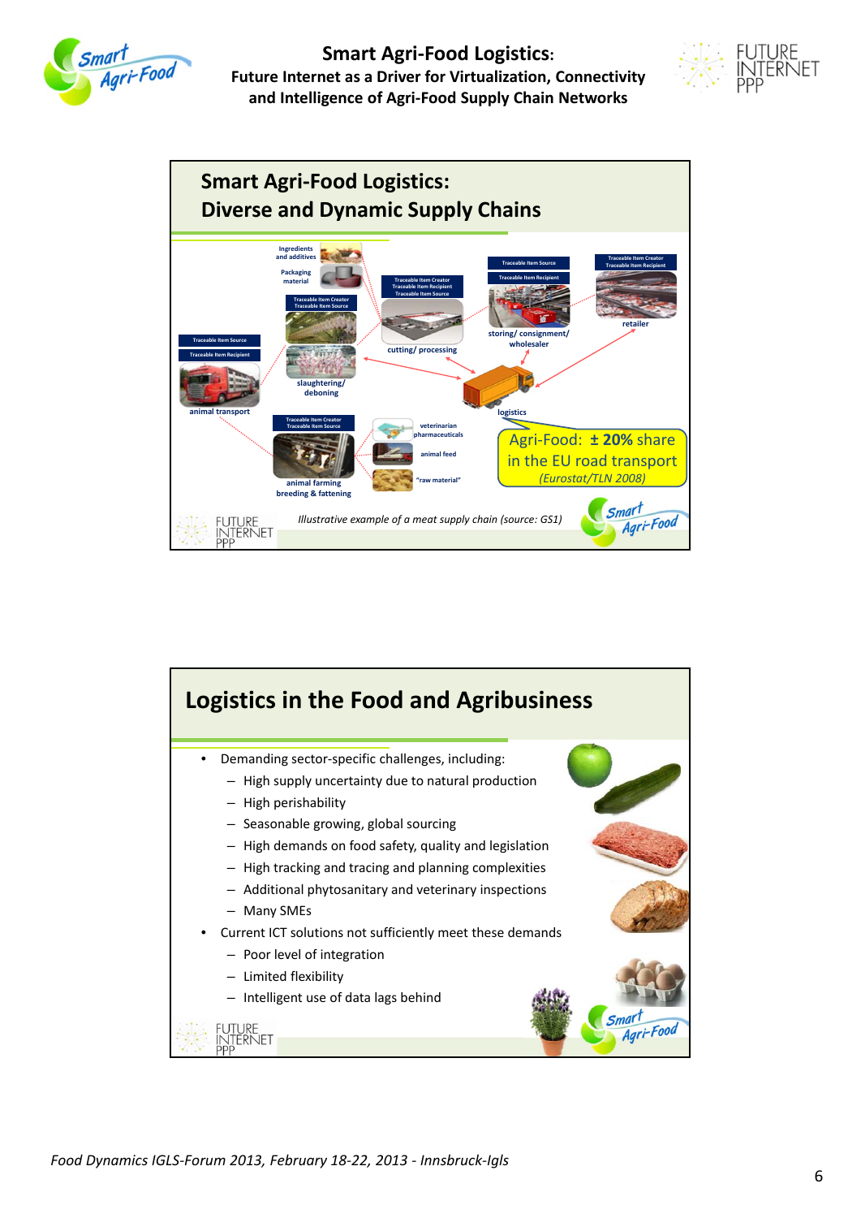## Smart Agri-Food Logistics: Diverse and Dynamic Supply Chains

Ingredients and additives

Packaging material

Traceable Item Creator
Traceable Item Source

Traceable Item Creator
Traceable Item Recipient
Traceable Item Source

Traceable Item Source

Traceable Item Recipient

Traceable Item Creator
Traceable Item Recipient

Traceable Item Source

Traceable Item Recipient

cutting/ processing

storing/ consignment/ wholesaler

retailer

slaughtering/ deboning

animal transport

logistics

Traceable Item Creator
Traceable Item Source

veterinarian pharmaceuticals

animal feed

"raw material"

animal farming
breeding & fattening

Agri-Food: ± **20%** share in the EU road transport
*(Eurostat/TLN 2008)*

*Illustrative example of a meat supply chain (source: GS1)*

## Logistics in the Food and Agribusiness

- Demanding sector-specific challenges, including:
  - High supply uncertainty due to natural production
  - High perishability
  - Seasonable growing, global sourcing
  - High demands on food safety, quality and legislation
  - High tracking and tracing and planning complexities
  - Additional phytosanitary and veterinary inspections
  - Many SMEs
- Current ICT solutions not sufficiently meet these demands
  - Poor level of integration
  - Limited flexibility
  - Intelligent use of data lags behind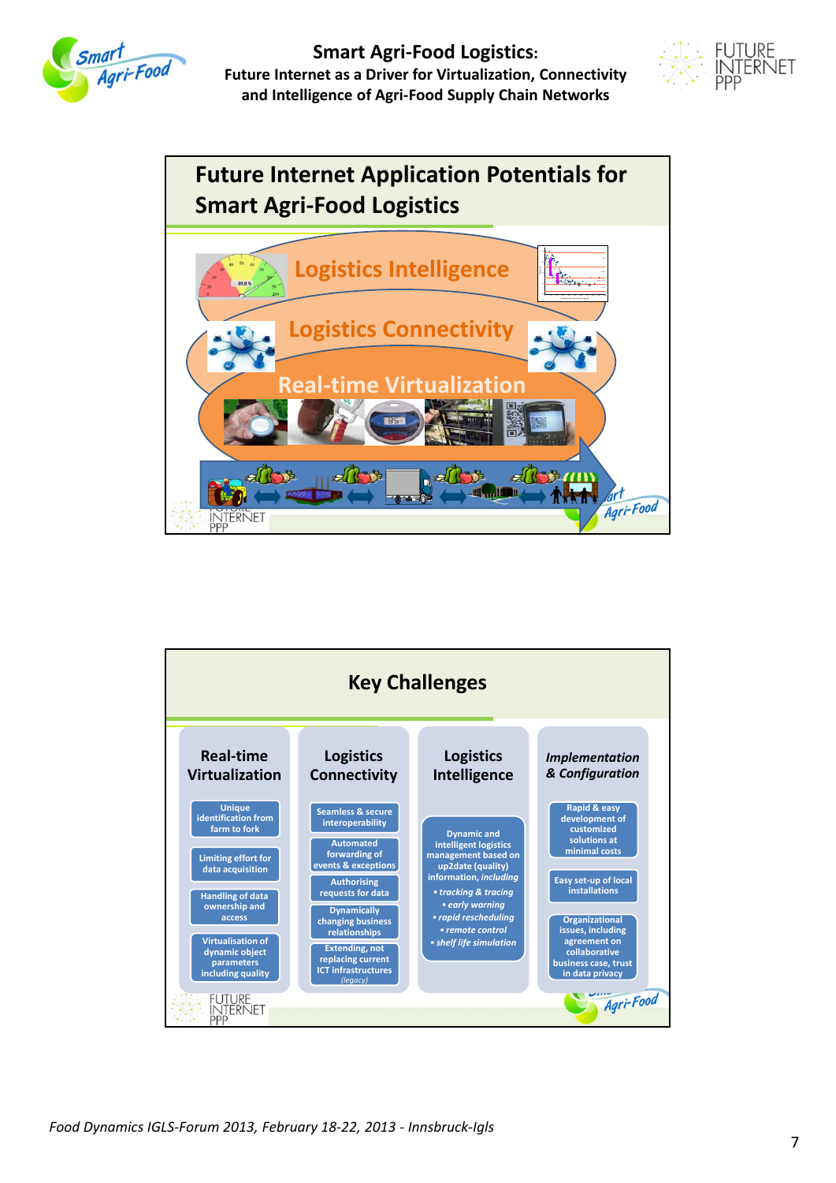## Future Internet Application Potentials for Smart Agri-Food Logistics

Logistics Intelligence

Logistics Connectivity

Real-time Virtualization

## Key Challenges

**Real-time Virtualization**

- Unique identification from farm to fork
- Limiting effort for data acquisition
- Handling of data ownership and access
- Virtualisation of dynamic object parameters including quality

**Logistics Connectivity**

- Seamless & secure interoperability
- Automated forwarding of events & exceptions
- Authorising requests for data
- Dynamically changing business relationships
- Extending, not replacing current ICT infrastructures (legacy)

**Logistics Intelligence**

- Dynamic and intelligent logistics management based on up2date (quality) information, *including*
  - *tracking & tracing*
  - *early warning*
  - *rapid rescheduling*
  - *remote control*
  - *shelf life simulation*

***Implementation & Configuration***

- Rapid & easy development of customized solutions at minimal costs
- Easy set-up of local installations
- Organizational issues, including agreement on collaborative business case, trust in data privacy

*Food Dynamics IGLS-Forum 2013, February 18-22, 2013 - Innsbruck-Igls*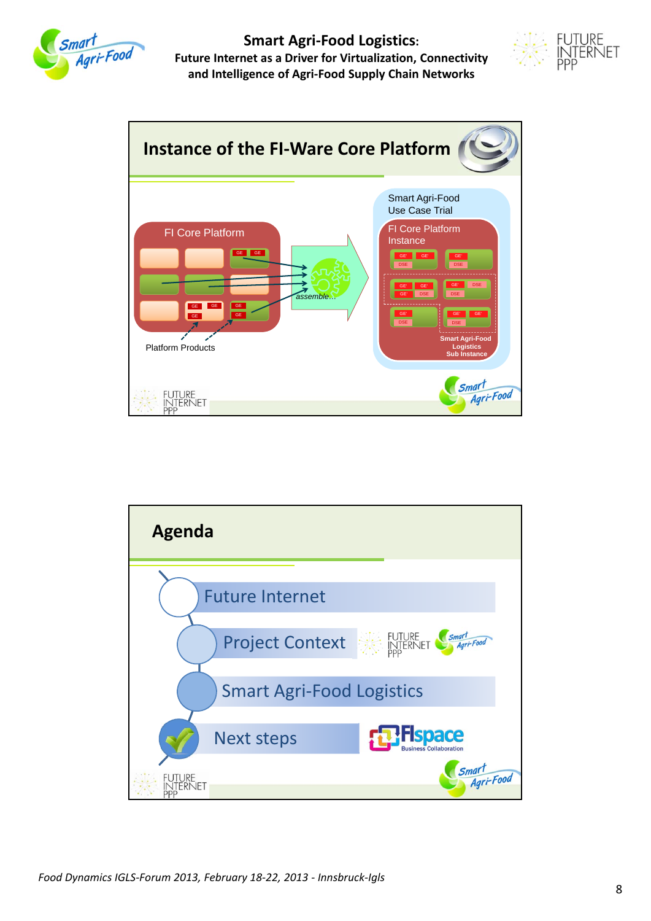## Instance of the FI-Ware Core Platform

FI Core Platform

GE GE

GE GE

GE

GE

GE

assemble…

Platform Products

Smart Agri-Food Use Case Trial

FI Core Platform Instance

GE' GE' DSE

GE' DSE

GE' GE' GE' DSE

GE' DSE GE' DSE

GE' DSE

GE' GE' DSE

Smart Agri-Food Logistics Sub Instance

## Agenda

- Future Internet
- Project Context
- Smart Agri-Food Logistics
- Next steps

FIspace Business Collaboration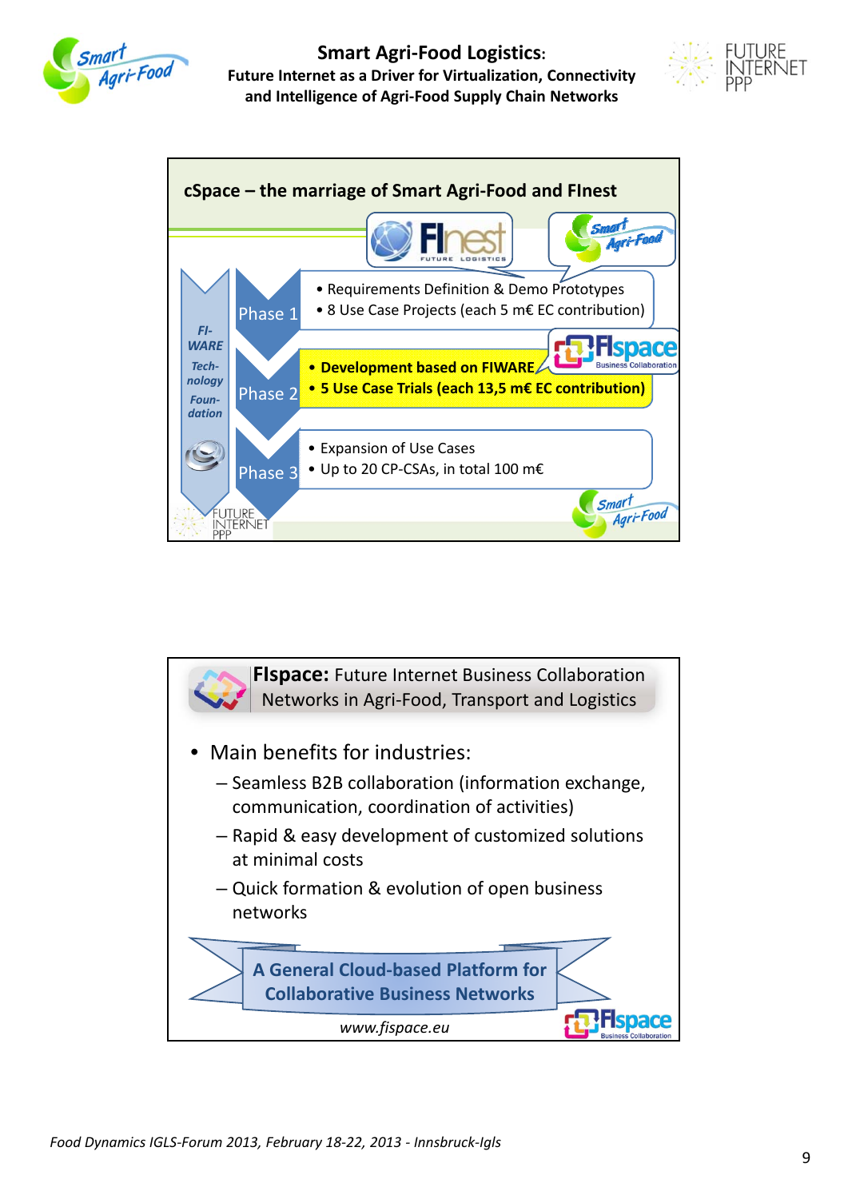## cSpace – the marriage of Smart Agri-Food and FInest

FI-WARE Technology Foundation

**Phase 1**
- Requirements Definition & Demo Prototypes
- 8 Use Case Projects (each 5 m€ EC contribution)

**Phase 2**
- **Development based on FIWARE**
- **5 Use Case Trials (each 13,5 m€ EC contribution)**

**Phase 3**
- Expansion of Use Cases
- Up to 20 CP-CSAs, in total 100 m€

## FIspace: Future Internet Business Collaboration Networks in Agri-Food, Transport and Logistics

- Main benefits for industries:
  - Seamless B2B collaboration (information exchange, communication, coordination of activities)
  - Rapid & easy development of customized solutions at minimal costs
  - Quick formation & evolution of open business networks

**A General Cloud-based Platform for Collaborative Business Networks**

*www.fispace.eu*

*Food Dynamics IGLS-Forum 2013, February 18-22, 2013 - Innsbruck-Igls*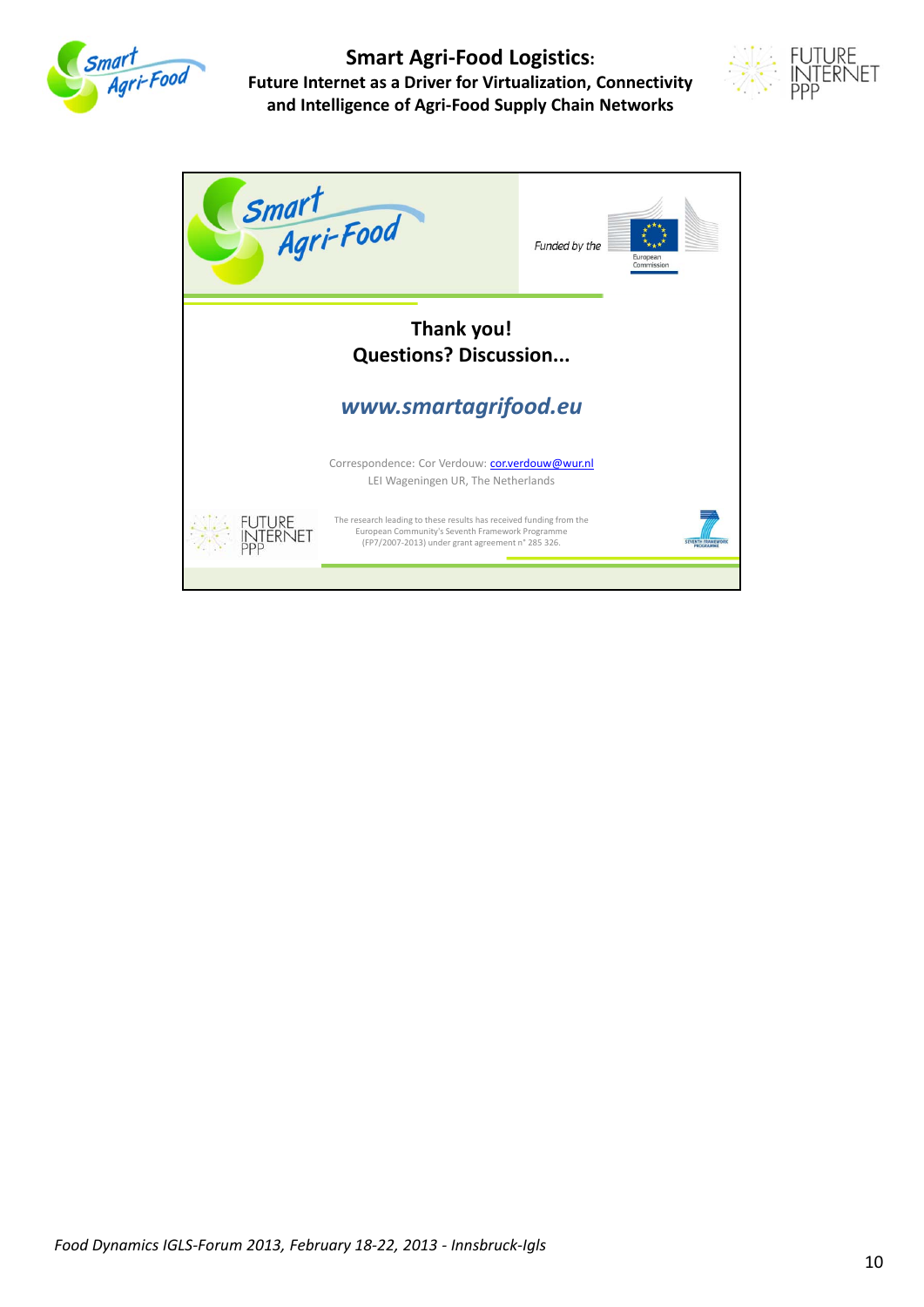Smart Agri-Food

Funded by the European Commission

**Thank you!**
**Questions? Discussion...**

***www.smartagrifood.eu***

Correspondence: Cor Verdouw: cor.verdouw@wur.nl
LEI Wageningen UR, The Netherlands

FUTURE INTERNET PPP

The research leading to these results has received funding from the European Community's Seventh Framework Programme (FP7/2007-2013) under grant agreement n° 285 326.

SEVENTH FRAMEWORK PROGRAMME